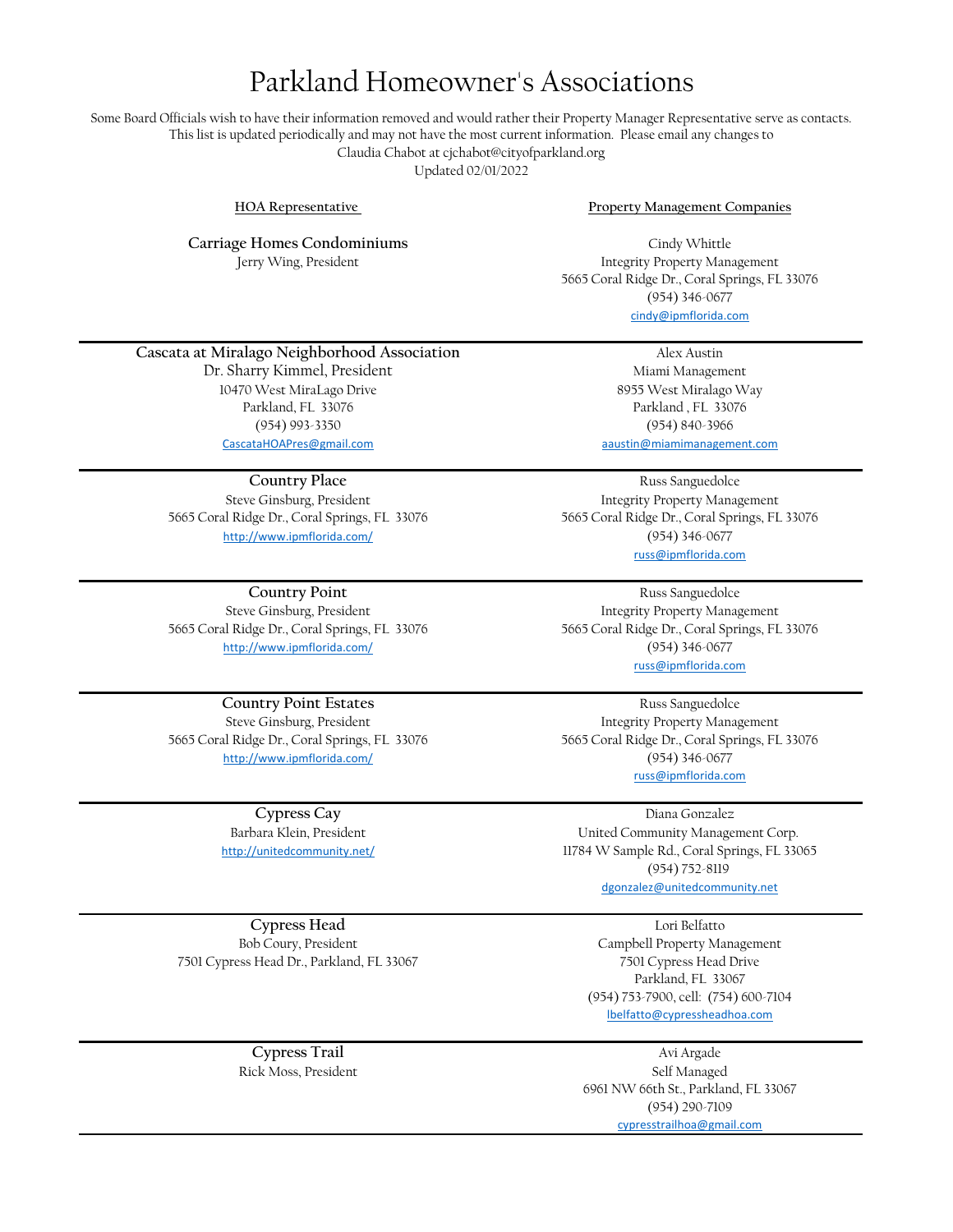# Parkland Homeowner's Associations

Some Board Officials wish to have their information removed and would rather their Property Manager Representative serve as contacts. This list is updated periodically and may not have the most current information. Please email any changes to Claudia Chabot at cjchabot@cityofparkland.org

Updated 02/01/2022

| HOA Representative | Property Management Companies |
|---|---|
| **Carriage Homes Condominiums**<br>Jerry Wing, President | Cindy Whittle<br>Integrity Property Management<br>5665 Coral Ridge Dr., Coral Springs, FL 33076<br>(954) 346-0677<br>cindy@ipmflorida.com |
| **Cascata at Miralago Neighborhood Association**<br>Dr. Sharry Kimmel, President<br>10470 West MiraLago Drive<br>Parkland, FL 33076<br>(954) 993-3350<br>CascataHOAPres@gmail.com | Alex Austin<br>Miami Management<br>8955 West Miralago Way<br>Parkland , FL 33076<br>(954) 840-3966<br>aaustin@miamimanagement.com |
| **Country Place**<br>Steve Ginsburg, President<br>5665 Coral Ridge Dr., Coral Springs, FL 33076<br>http://www.ipmflorida.com/ | Russ Sanguedolce<br>Integrity Property Management<br>5665 Coral Ridge Dr., Coral Springs, FL 33076<br>(954) 346-0677<br>russ@ipmflorida.com |
| **Country Point**<br>Steve Ginsburg, President<br>5665 Coral Ridge Dr., Coral Springs, FL 33076<br>http://www.ipmflorida.com/ | Russ Sanguedolce<br>Integrity Property Management<br>5665 Coral Ridge Dr., Coral Springs, FL 33076<br>(954) 346-0677<br>russ@ipmflorida.com |
| **Country Point Estates**<br>Steve Ginsburg, President<br>5665 Coral Ridge Dr., Coral Springs, FL 33076<br>http://www.ipmflorida.com/ | Russ Sanguedolce<br>Integrity Property Management<br>5665 Coral Ridge Dr., Coral Springs, FL 33076<br>(954) 346-0677<br>russ@ipmflorida.com |
| **Cypress Cay**<br>Barbara Klein, President<br>http://unitedcommunity.net/ | Diana Gonzalez<br>United Community Management Corp.<br>11784 W Sample Rd., Coral Springs, FL 33065<br>(954) 752-8119<br>dgonzalez@unitedcommunity.net |
| **Cypress Head**<br>Bob Coury, President<br>7501 Cypress Head Dr., Parkland, FL 33067 | Lori Belfatto<br>Campbell Property Management<br>7501 Cypress Head Drive<br>Parkland, FL 33067<br>(954) 753-7900, cell: (754) 600-7104<br>lbelfatto@cypressheadhoa.com |
| **Cypress Trail**<br>Rick Moss, President | Avi Argade<br>Self Managed<br>6961 NW 66th St., Parkland, FL 33067<br>(954) 290-7109<br>cypresstrailhoa@gmail.com |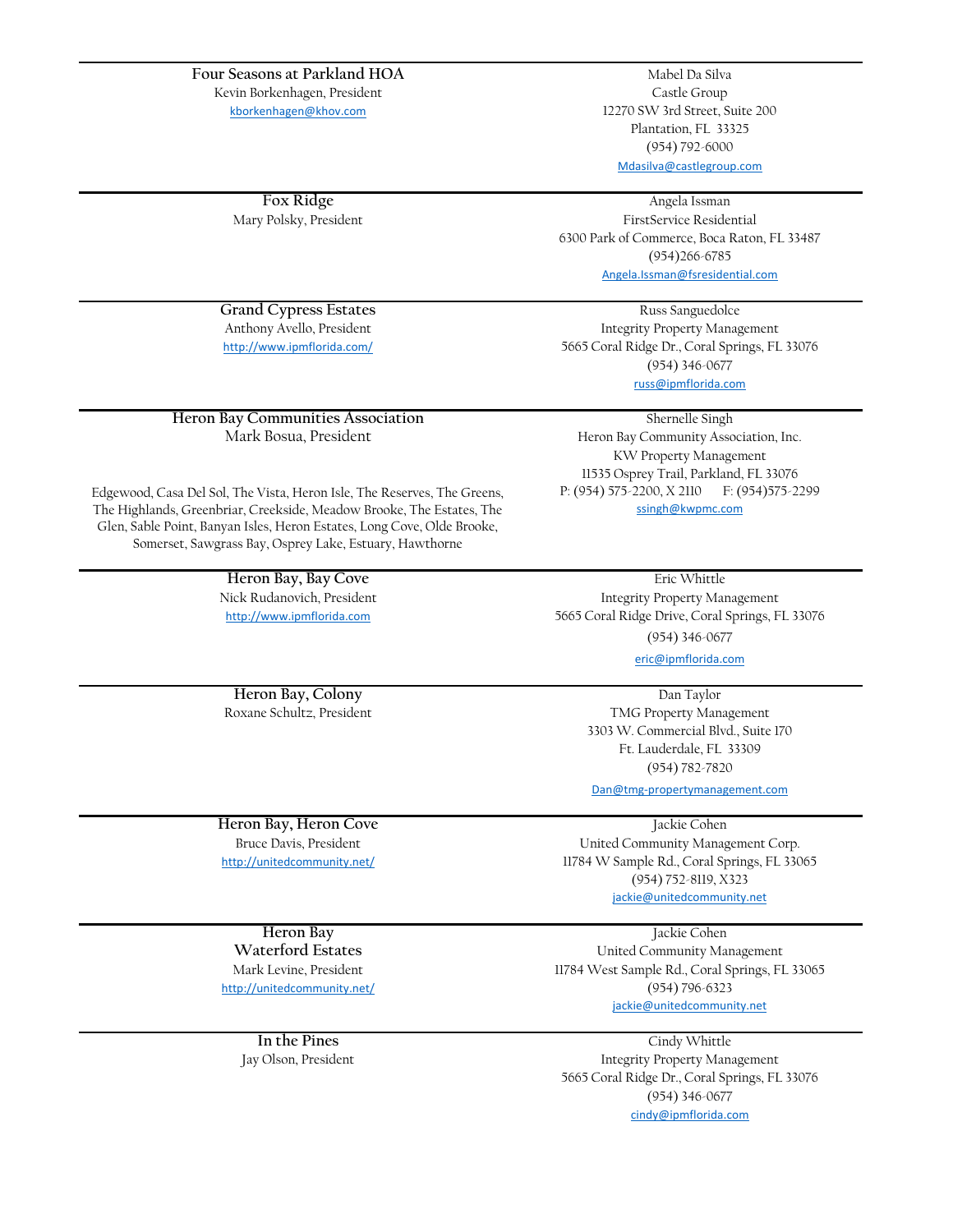| Association | Management |
| --- | --- |
| **Four Seasons at Parkland HOA**<br>Kevin Borkenhagen, President<br>kborkenhagen@khov.com | Mabel Da Silva<br>Castle Group<br>12270 SW 3rd Street, Suite 200<br>Plantation, FL 33325<br>(954) 792-6000<br>Mdasilva@castlegroup.com |
| **Fox Ridge**<br>Mary Polsky, President | Angela Issman<br>FirstService Residential<br>6300 Park of Commerce, Boca Raton, FL 33487<br>(954)266-6785<br>Angela.Issman@fsresidential.com |
| **Grand Cypress Estates**<br>Anthony Avello, President<br>http://www.ipmflorida.com/ | Russ Sanguedolce<br>Integrity Property Management<br>5665 Coral Ridge Dr., Coral Springs, FL 33076<br>(954) 346-0677<br>russ@ipmflorida.com |
| **Heron Bay Communities Association**<br>Mark Bosua, President<br><br>Edgewood, Casa Del Sol, The Vista, Heron Isle, The Reserves, The Greens, The Highlands, Greenbriar, Creekside, Meadow Brooke, The Estates, The Glen, Sable Point, Banyan Isles, Heron Estates, Long Cove, Olde Brooke, Somerset, Sawgrass Bay, Osprey Lake, Estuary, Hawthorne | Shernelle Singh<br>Heron Bay Community Association, Inc.<br>KW Property Management<br>11535 Osprey Trail, Parkland, FL 33076<br>P: (954) 575-2200, X 2110 F: (954)575-2299<br>ssingh@kwpmc.com |
| **Heron Bay, Bay Cove**<br>Nick Rudanovich, President<br>http://www.ipmflorida.com | Eric Whittle<br>Integrity Property Management<br>5665 Coral Ridge Drive, Coral Springs, FL 33076<br>(954) 346-0677<br>eric@ipmflorida.com |
| **Heron Bay, Colony**<br>Roxane Schultz, President | Dan Taylor<br>TMG Property Management<br>3303 W. Commercial Blvd., Suite 170<br>Ft. Lauderdale, FL 33309<br>(954) 782-7820<br>Dan@tmg-propertymanagement.com |
| **Heron Bay, Heron Cove**<br>Bruce Davis, President<br>http://unitedcommunity.net/ | Jackie Cohen<br>United Community Management Corp.<br>11784 W Sample Rd., Coral Springs, FL 33065<br>(954) 752-8119, X323<br>jackie@unitedcommunity.net |
| **Heron Bay<br>Waterford Estates**<br>Mark Levine, President<br>http://unitedcommunity.net/ | Jackie Cohen<br>United Community Management<br>11784 West Sample Rd., Coral Springs, FL 33065<br>(954) 796-6323<br>jackie@unitedcommunity.net |
| **In the Pines**<br>Jay Olson, President | Cindy Whittle<br>Integrity Property Management<br>5665 Coral Ridge Dr., Coral Springs, FL 33076<br>(954) 346-0677<br>cindy@ipmflorida.com |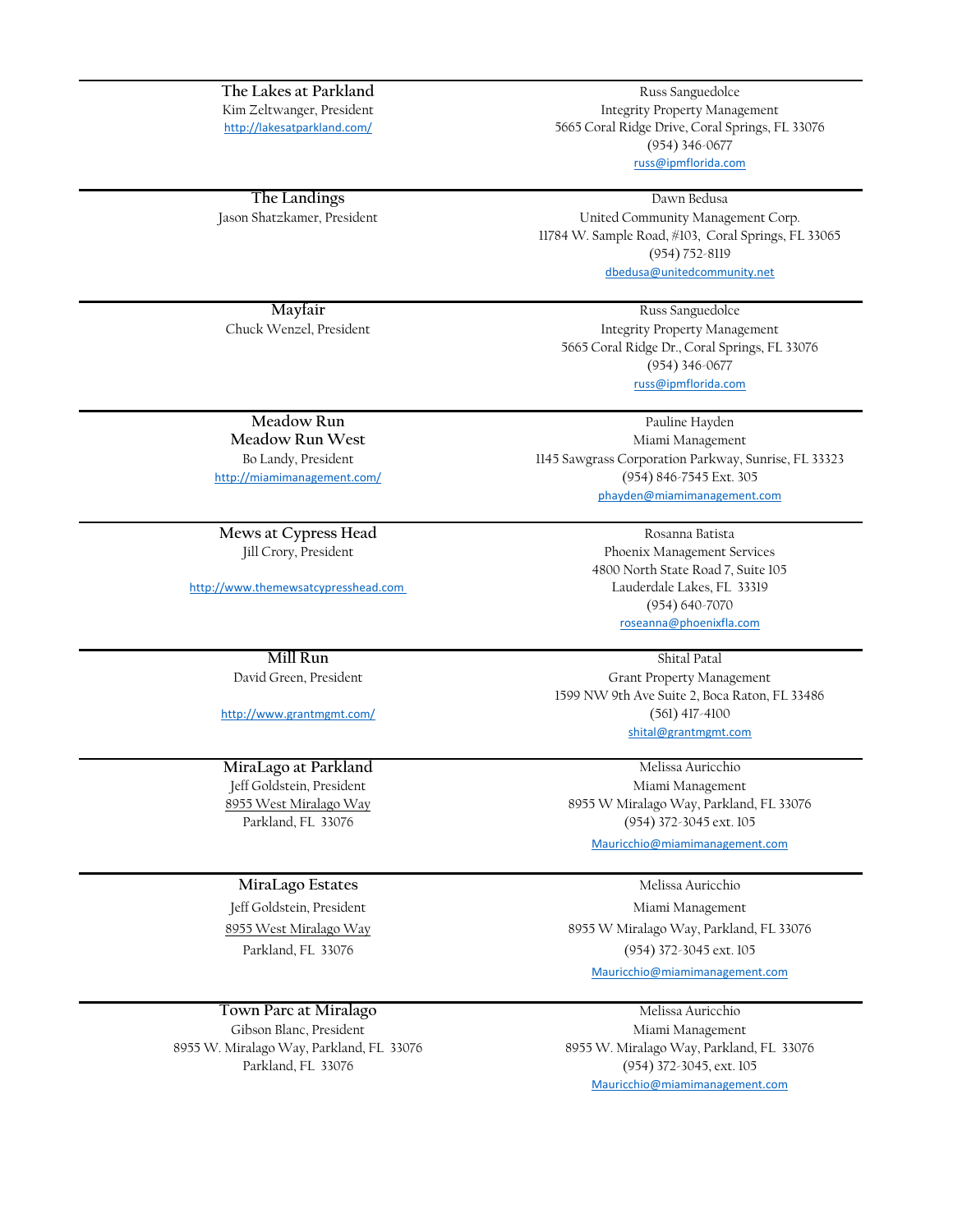| Community | Management Contact |
|---|---|
| **The Lakes at Parkland**<br>Kim Zeltwanger, President<br>http://lakesatparkland.com/ | Russ Sanguedolce<br>Integrity Property Management<br>5665 Coral Ridge Drive, Coral Springs, FL 33076<br>(954) 346-0677<br>russ@ipmflorida.com |
| **The Landings**<br>Jason Shatzkamer, President | Dawn Bedusa<br>United Community Management Corp.<br>11784 W. Sample Road, #103, Coral Springs, FL 33065<br>(954) 752-8119<br>dbedusa@unitedcommunity.net |
| **Mayfair**<br>Chuck Wenzel, President | Russ Sanguedolce<br>Integrity Property Management<br>5665 Coral Ridge Dr., Coral Springs, FL 33076<br>(954) 346-0677<br>russ@ipmflorida.com |
| **Meadow Run**<br>**Meadow Run West**<br>Bo Landy, President<br>http://miamimanagement.com/ | Pauline Hayden<br>Miami Management<br>1145 Sawgrass Corporation Parkway, Sunrise, FL 33323<br>(954) 846-7545 Ext. 305<br>phayden@miamimanagement.com |
| **Mews at Cypress Head**<br>Jill Crory, President<br>http://www.themewsatcypresshead.com | Rosanna Batista<br>Phoenix Management Services<br>4800 North State Road 7, Suite 105<br>Lauderdale Lakes, FL 33319<br>(954) 640-7070<br>roseanna@phoenixfla.com |
| **Mill Run**<br>David Green, President<br>http://www.grantmgmt.com/ | Shital Patal<br>Grant Property Management<br>1599 NW 9th Ave Suite 2, Boca Raton, FL 33486<br>(561) 417-4100<br>shital@grantmgmt.com |
| **MiraLago at Parkland**<br>Jeff Goldstein, President<br>8955 West Miralago Way<br>Parkland, FL 33076 | Melissa Auricchio<br>Miami Management<br>8955 W Miralago Way, Parkland, FL 33076<br>(954) 372-3045 ext. 105<br>Mauricchio@miamimanagement.com |
| **MiraLago Estates**<br>Jeff Goldstein, President<br>8955 West Miralago Way<br>Parkland, FL 33076 | Melissa Auricchio<br>Miami Management<br>8955 W Miralago Way, Parkland, FL 33076<br>(954) 372-3045 ext. 105<br>Mauricchio@miamimanagement.com |
| **Town Parc at Miralago**<br>Gibson Blanc, President<br>8955 W. Miralago Way, Parkland, FL 33076<br>Parkland, FL 33076 | Melissa Auricchio<br>Miami Management<br>8955 W. Miralago Way, Parkland, FL 33076<br>(954) 372-3045, ext. 105<br>Mauricchio@miamimanagement.com |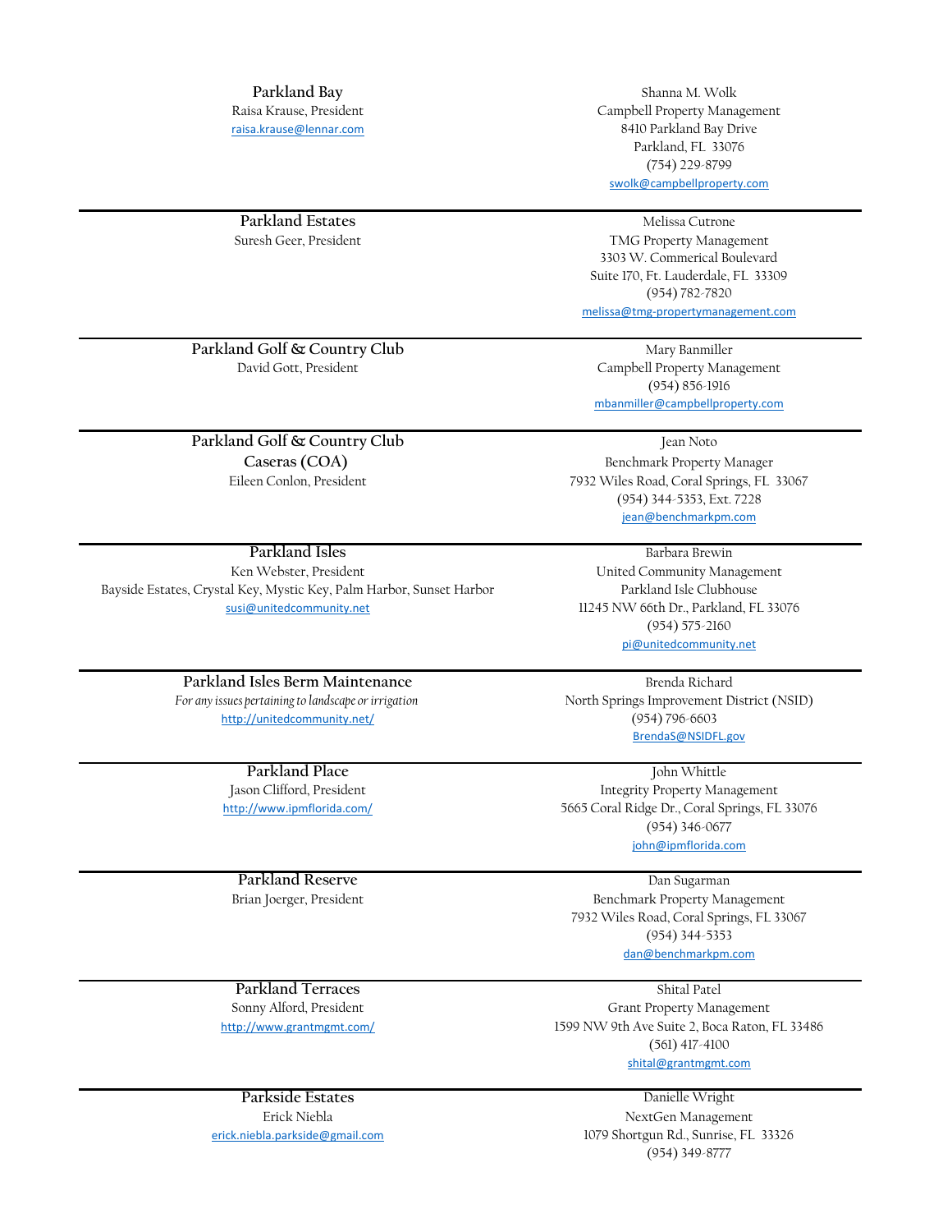| Association | Management Contact |
| --- | --- |
| **Parkland Bay**<br>Raisa Krause, President<br>raisa.krause@lennar.com | Shanna M. Wolk<br>Campbell Property Management<br>8410 Parkland Bay Drive<br>Parkland, FL 33076<br>(754) 229-8799<br>swolk@campbellproperty.com |
| **Parkland Estates**<br>Suresh Geer, President | Melissa Cutrone<br>TMG Property Management<br>3303 W. Commerical Boulevard<br>Suite 170, Ft. Lauderdale, FL 33309<br>(954) 782-7820<br>melissa@tmg-propertymanagement.com |
| **Parkland Golf & Country Club**<br>David Gott, President | Mary Banmiller<br>Campbell Property Management<br>(954) 856-1916<br>mbanmiller@campbellproperty.com |
| **Parkland Golf & Country Club Caseras (COA)**<br>Eileen Conlon, President | Jean Noto<br>Benchmark Property Manager<br>7932 Wiles Road, Coral Springs, FL 33067<br>(954) 344-5353, Ext. 7228<br>jean@benchmarkpm.com |
| **Parkland Isles**<br>Ken Webster, President<br>Bayside Estates, Crystal Key, Mystic Key, Palm Harbor, Sunset Harbor<br>susi@unitedcommunity.net | Barbara Brewin<br>United Community Management<br>Parkland Isle Clubhouse<br>11245 NW 66th Dr., Parkland, FL 33076<br>(954) 575-2160<br>pi@unitedcommunity.net |
| **Parkland Isles Berm Maintenance**<br>*For any issues pertaining to landscape or irrigation*<br>http://unitedcommunity.net/ | Brenda Richard<br>North Springs Improvement District (NSID)<br>(954) 796-6603<br>BrendaS@NSIDFL.gov |
| **Parkland Place**<br>Jason Clifford, President<br>http://www.ipmflorida.com/ | John Whittle<br>Integrity Property Management<br>5665 Coral Ridge Dr., Coral Springs, FL 33076<br>(954) 346-0677<br>john@ipmflorida.com |
| **Parkland Reserve**<br>Brian Joerger, President | Dan Sugarman<br>Benchmark Property Management<br>7932 Wiles Road, Coral Springs, FL 33067<br>(954) 344-5353<br>dan@benchmarkpm.com |
| **Parkland Terraces**<br>Sonny Alford, President<br>http://www.grantmgmt.com/ | Shital Patel<br>Grant Property Management<br>1599 NW 9th Ave Suite 2, Boca Raton, FL 33486<br>(561) 417-4100<br>shital@grantmgmt.com |
| **Parkside Estates**<br>Erick Niebla<br>erick.niebla.parkside@gmail.com | Danielle Wright<br>NextGen Management<br>1079 Shortgun Rd., Sunrise, FL 33326<br>(954) 349-8777 |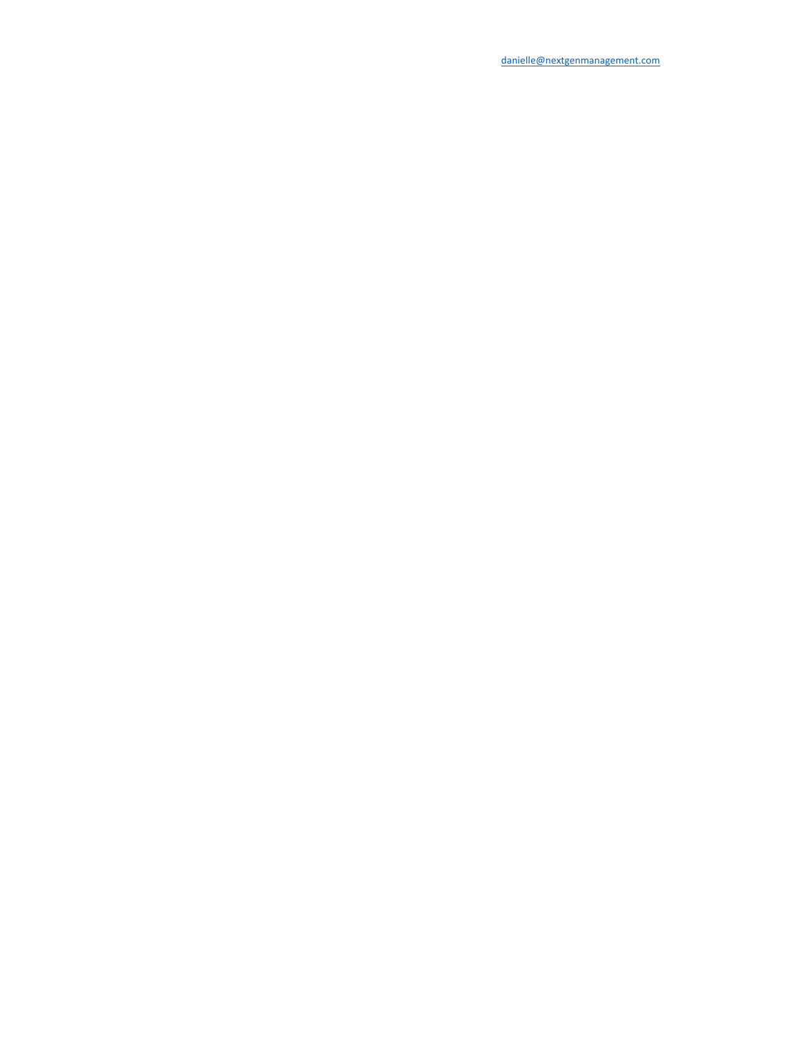danielle@nextgenmanagement.com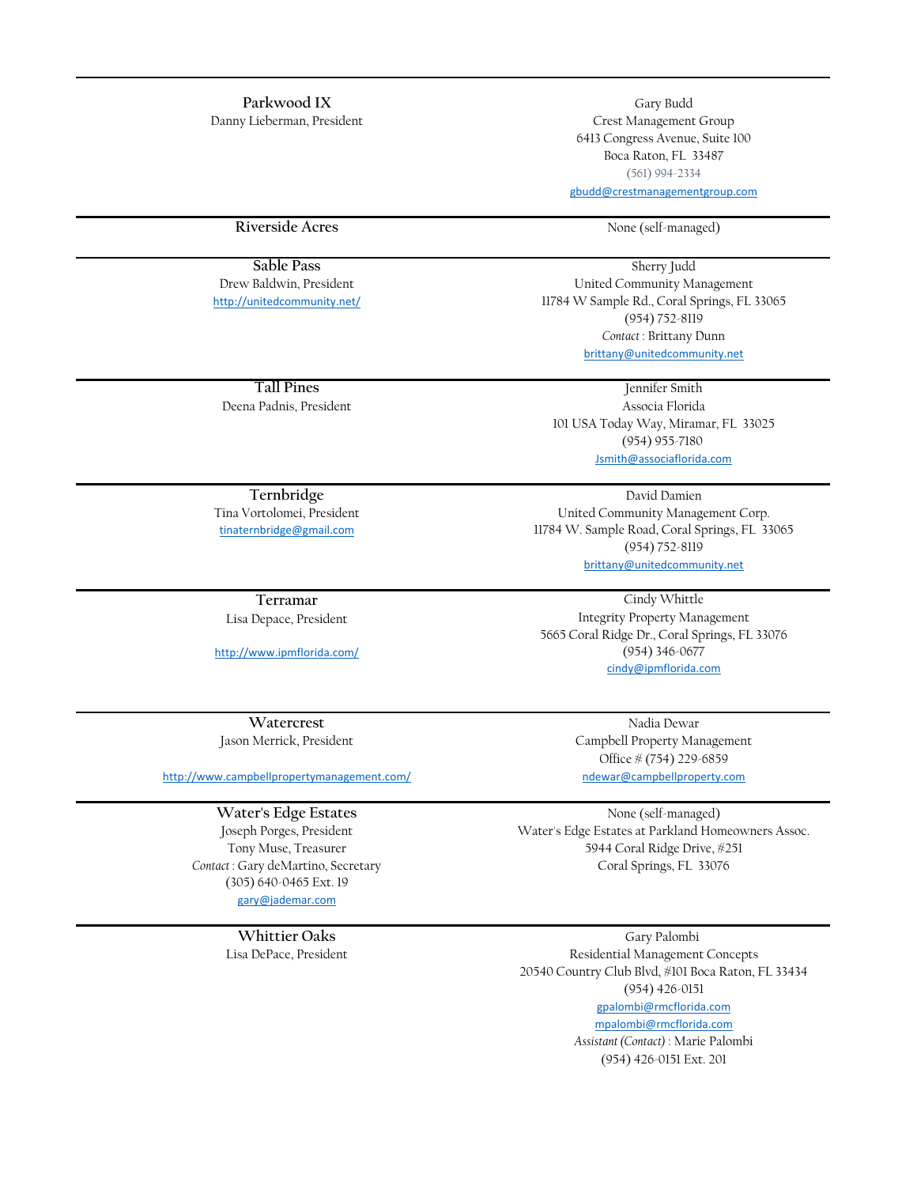| | |
|---|---|
| **Parkwood IX**<br>Danny Lieberman, President | Gary Budd<br>Crest Management Group<br>6413 Congress Avenue, Suite 100<br>Boca Raton, FL 33487<br>(561) 994-2334<br>gbudd@crestmanagementgroup.com |
| **Riverside Acres** | None (self-managed) |
| **Sable Pass**<br>Drew Baldwin, President<br>http://unitedcommunity.net/ | Sherry Judd<br>United Community Management<br>11784 W Sample Rd., Coral Springs, FL 33065<br>(954) 752-8119<br>*Contact* : Brittany Dunn<br>brittany@unitedcommunity.net |
| **Tall Pines**<br>Deena Padnis, President | Jennifer Smith<br>Associa Florida<br>101 USA Today Way, Miramar, FL 33025<br>(954) 955-7180<br>Jsmith@associaflorida.com |
| **Ternbridge**<br>Tina Vortolomei, President<br>tinaternbridge@gmail.com | David Damien<br>United Community Management Corp.<br>11784 W. Sample Road, Coral Springs, FL 33065<br>(954) 752-8119<br>brittany@unitedcommunity.net |
| **Terramar**<br>Lisa Depace, President<br>http://www.ipmflorida.com/ | Cindy Whittle<br>Integrity Property Management<br>5665 Coral Ridge Dr., Coral Springs, FL 33076<br>(954) 346-0677<br>cindy@ipmflorida.com |
| **Watercrest**<br>Jason Merrick, President<br>http://www.campbellpropertymanagement.com/ | Nadia Dewar<br>Campbell Property Management<br>Office # (754) 229-6859<br>ndewar@campbellproperty.com |
| **Water's Edge Estates**<br>Joseph Porges, President<br>Tony Muse, Treasurer<br>*Contact* : Gary deMartino, Secretary<br>(305) 640-0465 Ext. 19<br>gary@jademar.com | None (self-managed)<br>Water's Edge Estates at Parkland Homeowners Assoc.<br>5944 Coral Ridge Drive, #251<br>Coral Springs, FL 33076 |
| **Whittier Oaks**<br>Lisa DePace, President | Gary Palombi<br>Residential Management Concepts<br>20540 Country Club Blvd, #101 Boca Raton, FL 33434<br>(954) 426-0151<br>gpalombi@rmcflorida.com<br>mpalombi@rmcflorida.com<br>*Assistant (Contact)* : Marie Palombi<br>(954) 426-0151 Ext. 201 |